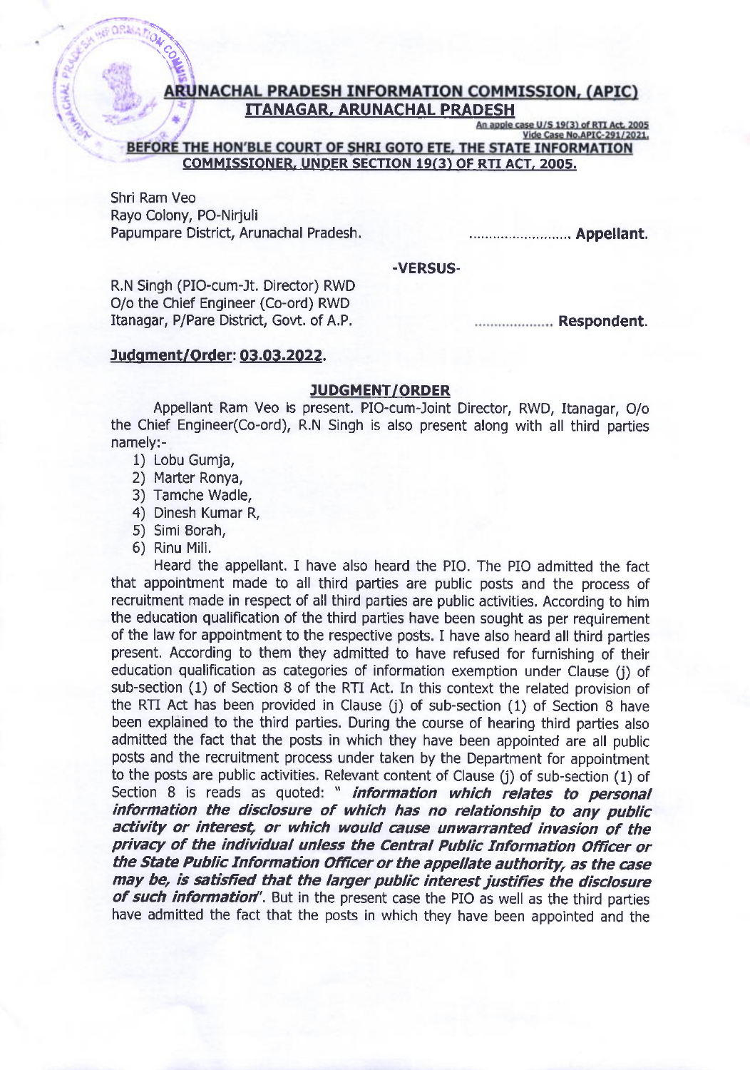# ARUNACHAL PRADESH INFORMATION COMMISSION, (APIC)
## ITANAGAR, ARUNACHAL PRADESH

An apple case U/S 19(3) of RTI Act, 2005
Vide Case No.APIC-291/2021.

**BEFORE THE HON'BLE COURT OF SHRI GOTO ETE, THE STATE INFORMATION COMMISSIONER, UNDER SECTION 19(3) OF RTI ACT, 2005.**

Shri Ram Veo
Rayo Colony, PO-Nirjuli
Papumpare District, Arunachal Pradesh. ........................ **Appellant.**

**-VERSUS-**

R.N Singh (PIO-cum-Jt. Director) RWD
O/o the Chief Engineer (Co-ord) RWD
Itanagar, P/Pare District, Govt. of A.P. .................... **Respondent.**

**Judgment/Order: 03.03.2022.**

**JUDGMENT/ORDER**

Appellant Ram Veo is present. PIO-cum-Joint Director, RWD, Itanagar, O/o the Chief Engineer(Co-ord), R.N Singh is also present along with all third parties namely:-

1) Lobu Gumja,
2) Marter Ronya,
3) Tamche Wadle,
4) Dinesh Kumar R,
5) Simi Borah,
6) Rinu Mili.

Heard the appellant. I have also heard the PIO. The PIO admitted the fact that appointment made to all third parties are public posts and the process of recruitment made in respect of all third parties are public activities. According to him the education qualification of the third parties have been sought as per requirement of the law for appointment to the respective posts. I have also heard all third parties present. According to them they admitted to have refused for furnishing of their education qualification as categories of information exemption under Clause (j) of sub-section (1) of Section 8 of the RTI Act. In this context the related provision of the RTI Act has been provided in Clause (j) of sub-section (1) of Section 8 have been explained to the third parties. During the course of hearing third parties also admitted the fact that the posts in which they have been appointed are all public posts and the recruitment process under taken by the Department for appointment to the posts are public activities. Relevant content of Clause (j) of sub-section (1) of Section 8 is reads as quoted: "*information which relates to personal information the disclosure of which has no relationship to any public activity or interest, or which would cause unwarranted invasion of the privacy of the individual unless the Central Public Information Officer or the State Public Information Officer or the appellate authority, as the case may be, is satisfied that the larger public interest justifies the disclosure of such information*". But in the present case the PIO as well as the third parties have admitted the fact that the posts in which they have been appointed and the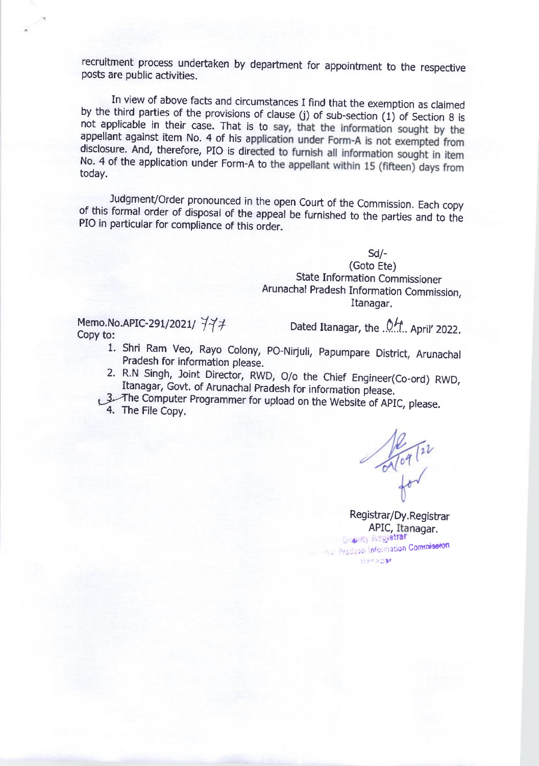recruitment process undertaken by department for appointment to the respective posts are public activities.

In view of above facts and circumstances I find that the exemption as claimed by the third parties of the provisions of clause (j) of sub-section (1) of Section 8 is not applicable in their case. That is to say, that the information sought by the appellant against item No. 4 of his application under Form-A is not exempted from disclosure. And, therefore, PIO is directed to furnish all information sought in item No. 4 of the application under Form-A to the appellant within 15 (fifteen) days from today.

Judgment/Order pronounced in the open Court of the Commission. Each copy of this formal order of disposal of the appeal be furnished to the parties and to the PIO in particular for compliance of this order.

Sd/-
(Goto Ete)
State Information Commissioner
Arunachal Pradesh Information Commission,
Itanagar.

Memo.No.APIC-291/2021/ 777 Dated Itanagar, the 04 April' 2022.

Copy to:

1. Shri Ram Veo, Rayo Colony, PO-Nirjuli, Papumpare District, Arunachal Pradesh for information please.
2. R.N Singh, Joint Director, RWD, O/o the Chief Engineer(Co-ord) RWD, Itanagar, Govt. of Arunachal Pradesh for information please.
3. The Computer Programmer for upload on the Website of APIC, please.
4. The File Copy.

04/04/22
for

Registrar/Dy.Registrar
APIC, Itanagar.
Deputy Registrar
Arunachal Pradesh Information Commission
Itanagar